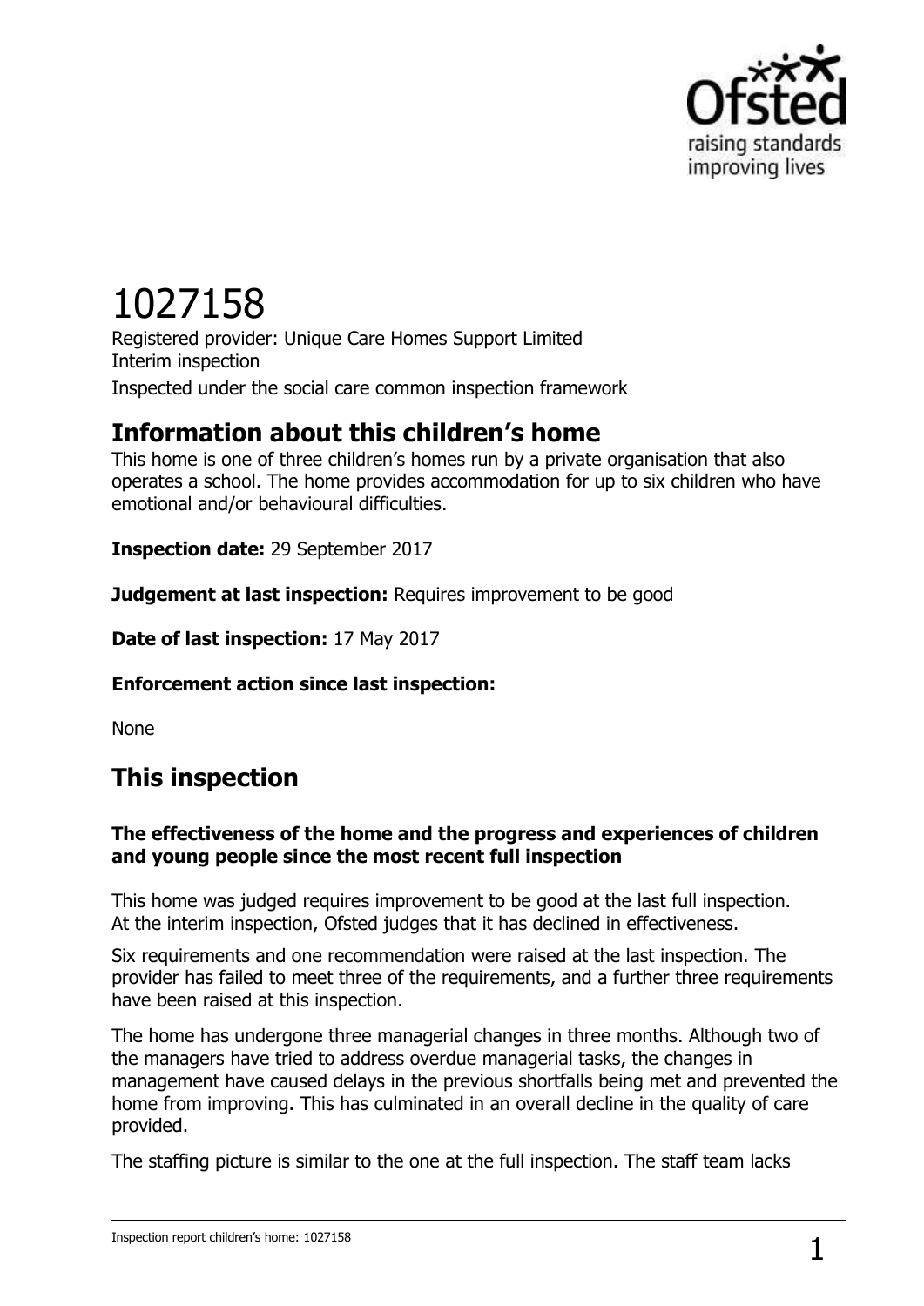# 1027158

Registered provider: Unique Care Homes Support Limited
Interim inspection
Inspected under the social care common inspection framework

## Information about this children's home

This home is one of three children's homes run by a private organisation that also operates a school. The home provides accommodation for up to six children who have emotional and/or behavioural difficulties.

**Inspection date:** 29 September 2017

**Judgement at last inspection:** Requires improvement to be good

**Date of last inspection:** 17 May 2017

**Enforcement action since last inspection:**

None

## This inspection

### The effectiveness of the home and the progress and experiences of children and young people since the most recent full inspection

This home was judged requires improvement to be good at the last full inspection. At the interim inspection, Ofsted judges that it has declined in effectiveness.

Six requirements and one recommendation were raised at the last inspection. The provider has failed to meet three of the requirements, and a further three requirements have been raised at this inspection.

The home has undergone three managerial changes in three months. Although two of the managers have tried to address overdue managerial tasks, the changes in management have caused delays in the previous shortfalls being met and prevented the home from improving. This has culminated in an overall decline in the quality of care provided.

The staffing picture is similar to the one at the full inspection. The staff team lacks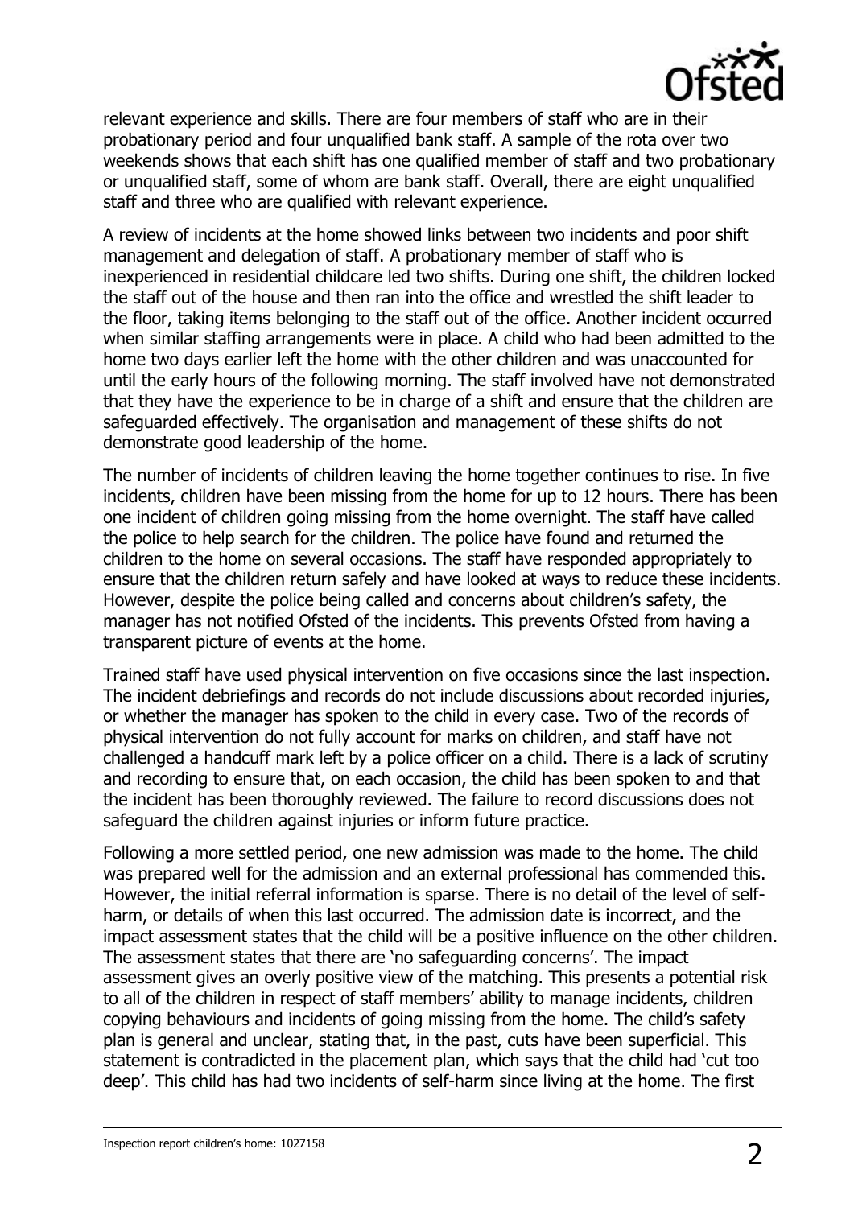relevant experience and skills. There are four members of staff who are in their probationary period and four unqualified bank staff. A sample of the rota over two weekends shows that each shift has one qualified member of staff and two probationary or unqualified staff, some of whom are bank staff. Overall, there are eight unqualified staff and three who are qualified with relevant experience.

A review of incidents at the home showed links between two incidents and poor shift management and delegation of staff. A probationary member of staff who is inexperienced in residential childcare led two shifts. During one shift, the children locked the staff out of the house and then ran into the office and wrestled the shift leader to the floor, taking items belonging to the staff out of the office. Another incident occurred when similar staffing arrangements were in place. A child who had been admitted to the home two days earlier left the home with the other children and was unaccounted for until the early hours of the following morning. The staff involved have not demonstrated that they have the experience to be in charge of a shift and ensure that the children are safeguarded effectively. The organisation and management of these shifts do not demonstrate good leadership of the home.

The number of incidents of children leaving the home together continues to rise. In five incidents, children have been missing from the home for up to 12 hours. There has been one incident of children going missing from the home overnight. The staff have called the police to help search for the children. The police have found and returned the children to the home on several occasions. The staff have responded appropriately to ensure that the children return safely and have looked at ways to reduce these incidents. However, despite the police being called and concerns about children's safety, the manager has not notified Ofsted of the incidents. This prevents Ofsted from having a transparent picture of events at the home.

Trained staff have used physical intervention on five occasions since the last inspection. The incident debriefings and records do not include discussions about recorded injuries, or whether the manager has spoken to the child in every case. Two of the records of physical intervention do not fully account for marks on children, and staff have not challenged a handcuff mark left by a police officer on a child. There is a lack of scrutiny and recording to ensure that, on each occasion, the child has been spoken to and that the incident has been thoroughly reviewed. The failure to record discussions does not safeguard the children against injuries or inform future practice.

Following a more settled period, one new admission was made to the home. The child was prepared well for the admission and an external professional has commended this. However, the initial referral information is sparse. There is no detail of the level of self-harm, or details of when this last occurred. The admission date is incorrect, and the impact assessment states that the child will be a positive influence on the other children. The assessment states that there are 'no safeguarding concerns'. The impact assessment gives an overly positive view of the matching. This presents a potential risk to all of the children in respect of staff members' ability to manage incidents, children copying behaviours and incidents of going missing from the home. The child's safety plan is general and unclear, stating that, in the past, cuts have been superficial. This statement is contradicted in the placement plan, which says that the child had 'cut too deep'. This child has had two incidents of self-harm since living at the home. The first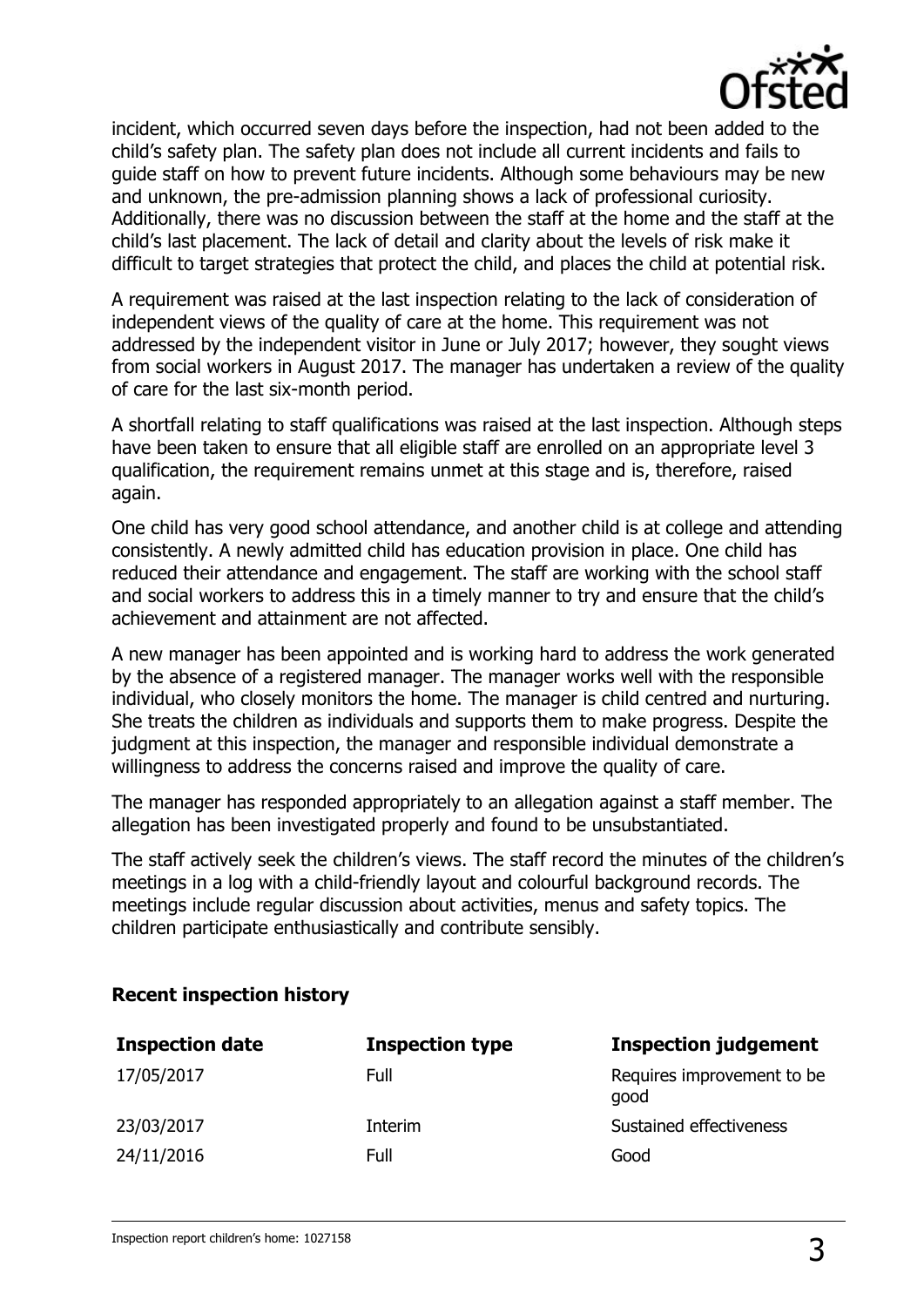incident, which occurred seven days before the inspection, had not been added to the child's safety plan. The safety plan does not include all current incidents and fails to guide staff on how to prevent future incidents. Although some behaviours may be new and unknown, the pre-admission planning shows a lack of professional curiosity. Additionally, there was no discussion between the staff at the home and the staff at the child's last placement. The lack of detail and clarity about the levels of risk make it difficult to target strategies that protect the child, and places the child at potential risk.

A requirement was raised at the last inspection relating to the lack of consideration of independent views of the quality of care at the home. This requirement was not addressed by the independent visitor in June or July 2017; however, they sought views from social workers in August 2017. The manager has undertaken a review of the quality of care for the last six-month period.

A shortfall relating to staff qualifications was raised at the last inspection. Although steps have been taken to ensure that all eligible staff are enrolled on an appropriate level 3 qualification, the requirement remains unmet at this stage and is, therefore, raised again.

One child has very good school attendance, and another child is at college and attending consistently. A newly admitted child has education provision in place. One child has reduced their attendance and engagement. The staff are working with the school staff and social workers to address this in a timely manner to try and ensure that the child's achievement and attainment are not affected.

A new manager has been appointed and is working hard to address the work generated by the absence of a registered manager. The manager works well with the responsible individual, who closely monitors the home. The manager is child centred and nurturing. She treats the children as individuals and supports them to make progress. Despite the judgment at this inspection, the manager and responsible individual demonstrate a willingness to address the concerns raised and improve the quality of care.

The manager has responded appropriately to an allegation against a staff member. The allegation has been investigated properly and found to be unsubstantiated.

The staff actively seek the children's views. The staff record the minutes of the children's meetings in a log with a child-friendly layout and colourful background records. The meetings include regular discussion about activities, menus and safety topics. The children participate enthusiastically and contribute sensibly.

**Recent inspection history**

| Inspection date | Inspection type | Inspection judgement |
|---|---|---|
| 17/05/2017 | Full | Requires improvement to be good |
| 23/03/2017 | Interim | Sustained effectiveness |
| 24/11/2016 | Full | Good |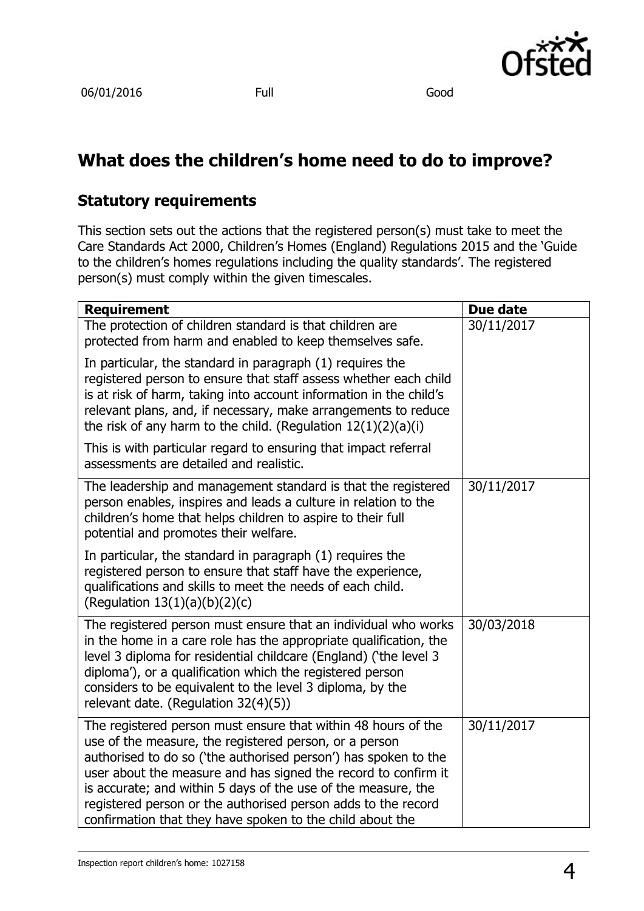| 06/01/2016 | Full | Good |
|---|---|---|

## What does the children's home need to do to improve?

### Statutory requirements

This section sets out the actions that the registered person(s) must take to meet the Care Standards Act 2000, Children's Homes (England) Regulations 2015 and the 'Guide to the children's homes regulations including the quality standards'. The registered person(s) must comply within the given timescales.

| Requirement | Due date |
|---|---|
| The protection of children standard is that children are protected from harm and enabled to keep themselves safe.<br><br>In particular, the standard in paragraph (1) requires the registered person to ensure that staff assess whether each child is at risk of harm, taking into account information in the child's relevant plans, and, if necessary, make arrangements to reduce the risk of any harm to the child. (Regulation 12(1)(2)(a)(i)<br><br>This is with particular regard to ensuring that impact referral assessments are detailed and realistic. | 30/11/2017 |
| The leadership and management standard is that the registered person enables, inspires and leads a culture in relation to the children's home that helps children to aspire to their full potential and promotes their welfare.<br><br>In particular, the standard in paragraph (1) requires the registered person to ensure that staff have the experience, qualifications and skills to meet the needs of each child. (Regulation 13(1)(a)(b)(2)(c) | 30/11/2017 |
| The registered person must ensure that an individual who works in the home in a care role has the appropriate qualification, the level 3 diploma for residential childcare (England) ('the level 3 diploma'), or a qualification which the registered person considers to be equivalent to the level 3 diploma, by the relevant date. (Regulation 32(4)(5)) | 30/03/2018 |
| The registered person must ensure that within 48 hours of the use of the measure, the registered person, or a person authorised to do so ('the authorised person') has spoken to the user about the measure and has signed the record to confirm it is accurate; and within 5 days of the use of the measure, the registered person or the authorised person adds to the record confirmation that they have spoken to the child about the | 30/11/2017 |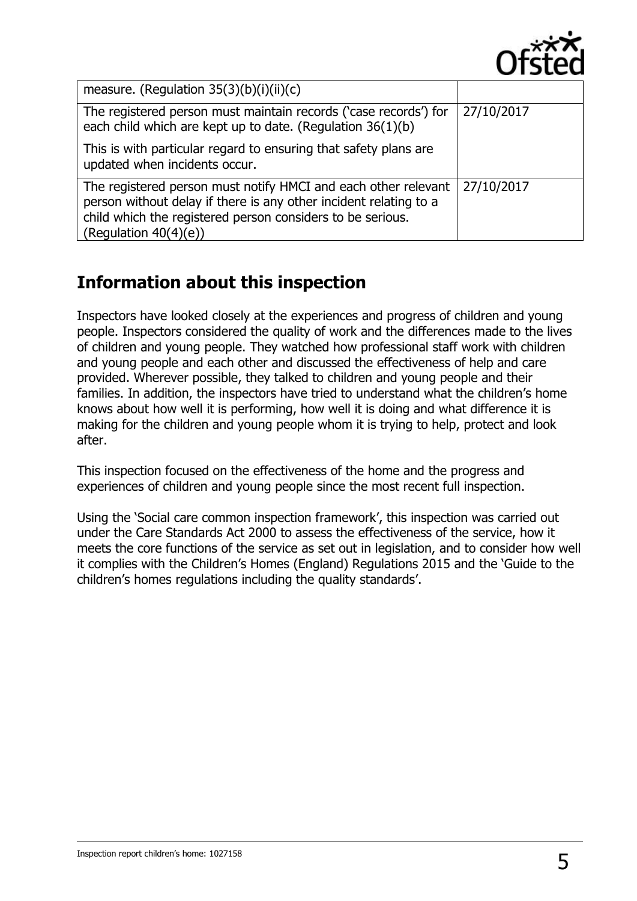| | |
|---|---|
| measure. (Regulation 35(3)(b)(i)(ii)(c) | |
| The registered person must maintain records ('case records') for each child which are kept up to date. (Regulation 36(1)(b)<br><br>This is with particular regard to ensuring that safety plans are updated when incidents occur. | 27/10/2017 |
| The registered person must notify HMCI and each other relevant person without delay if there is any other incident relating to a child which the registered person considers to be serious. (Regulation 40(4)(e)) | 27/10/2017 |

## Information about this inspection

Inspectors have looked closely at the experiences and progress of children and young people. Inspectors considered the quality of work and the differences made to the lives of children and young people. They watched how professional staff work with children and young people and each other and discussed the effectiveness of help and care provided. Wherever possible, they talked to children and young people and their families. In addition, the inspectors have tried to understand what the children's home knows about how well it is performing, how well it is doing and what difference it is making for the children and young people whom it is trying to help, protect and look after.

This inspection focused on the effectiveness of the home and the progress and experiences of children and young people since the most recent full inspection.

Using the 'Social care common inspection framework', this inspection was carried out under the Care Standards Act 2000 to assess the effectiveness of the service, how it meets the core functions of the service as set out in legislation, and to consider how well it complies with the Children's Homes (England) Regulations 2015 and the 'Guide to the children's homes regulations including the quality standards'.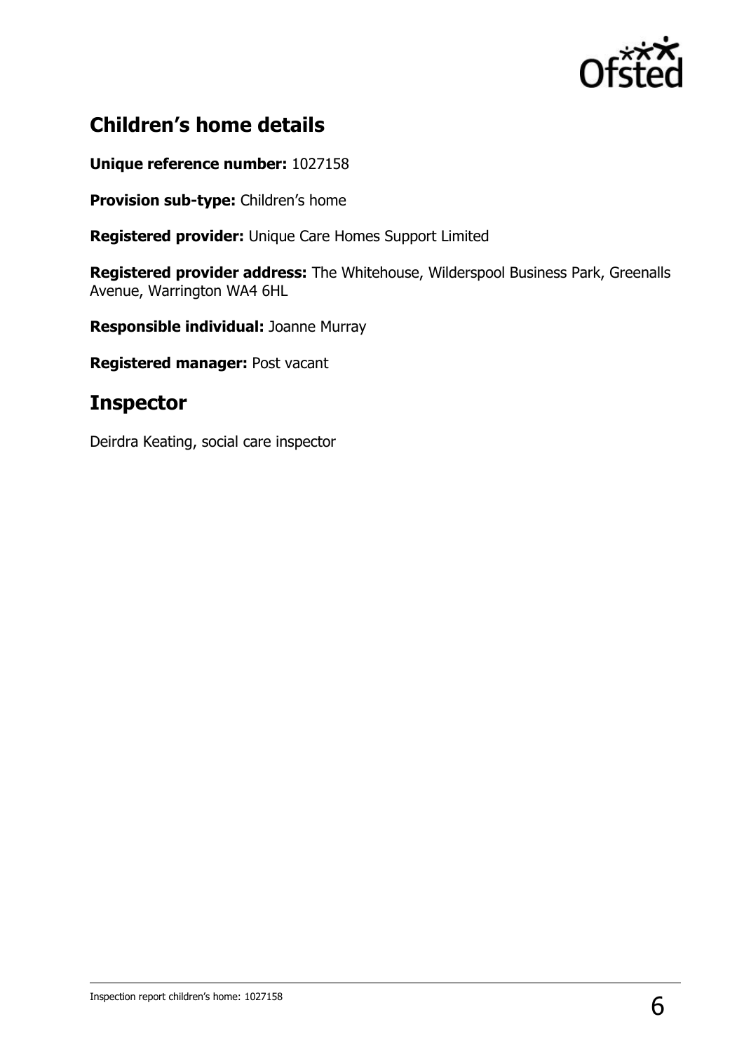## Children's home details

**Unique reference number:** 1027158

**Provision sub-type:** Children's home

**Registered provider:** Unique Care Homes Support Limited

**Registered provider address:** The Whitehouse, Wilderspool Business Park, Greenalls Avenue, Warrington WA4 6HL

**Responsible individual:** Joanne Murray

**Registered manager:** Post vacant

## Inspector

Deirdra Keating, social care inspector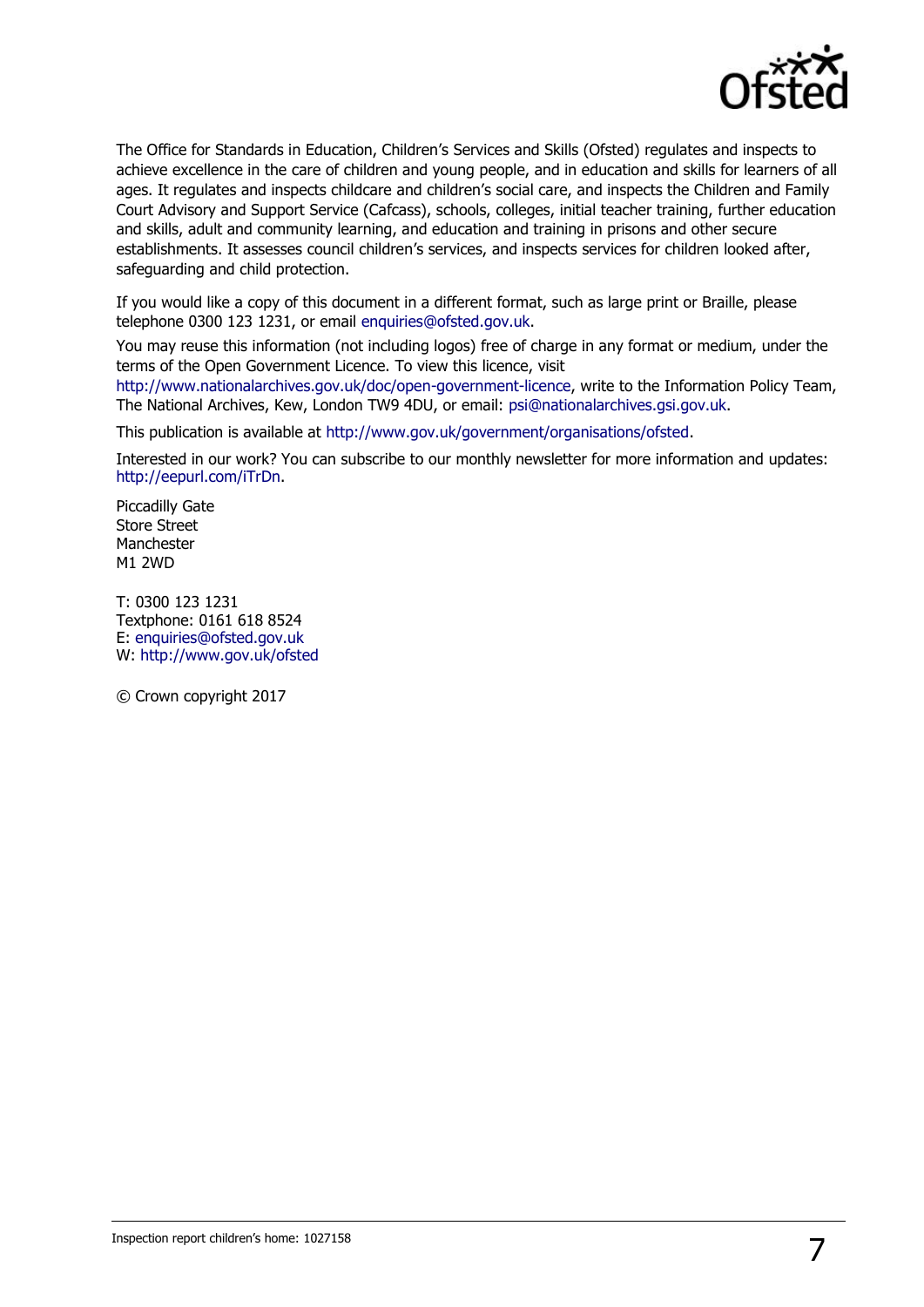The Office for Standards in Education, Children's Services and Skills (Ofsted) regulates and inspects to achieve excellence in the care of children and young people, and in education and skills for learners of all ages. It regulates and inspects childcare and children's social care, and inspects the Children and Family Court Advisory and Support Service (Cafcass), schools, colleges, initial teacher training, further education and skills, adult and community learning, and education and training in prisons and other secure establishments. It assesses council children's services, and inspects services for children looked after, safeguarding and child protection.

If you would like a copy of this document in a different format, such as large print or Braille, please telephone 0300 123 1231, or email enquiries@ofsted.gov.uk.

You may reuse this information (not including logos) free of charge in any format or medium, under the terms of the Open Government Licence. To view this licence, visit http://www.nationalarchives.gov.uk/doc/open-government-licence, write to the Information Policy Team, The National Archives, Kew, London TW9 4DU, or email: psi@nationalarchives.gsi.gov.uk.

This publication is available at http://www.gov.uk/government/organisations/ofsted.

Interested in our work? You can subscribe to our monthly newsletter for more information and updates: http://eepurl.com/iTrDn.

Piccadilly Gate  
Store Street  
Manchester  
M1 2WD

T: 0300 123 1231  
Textphone: 0161 618 8524  
E: enquiries@ofsted.gov.uk  
W: http://www.gov.uk/ofsted

© Crown copyright 2017